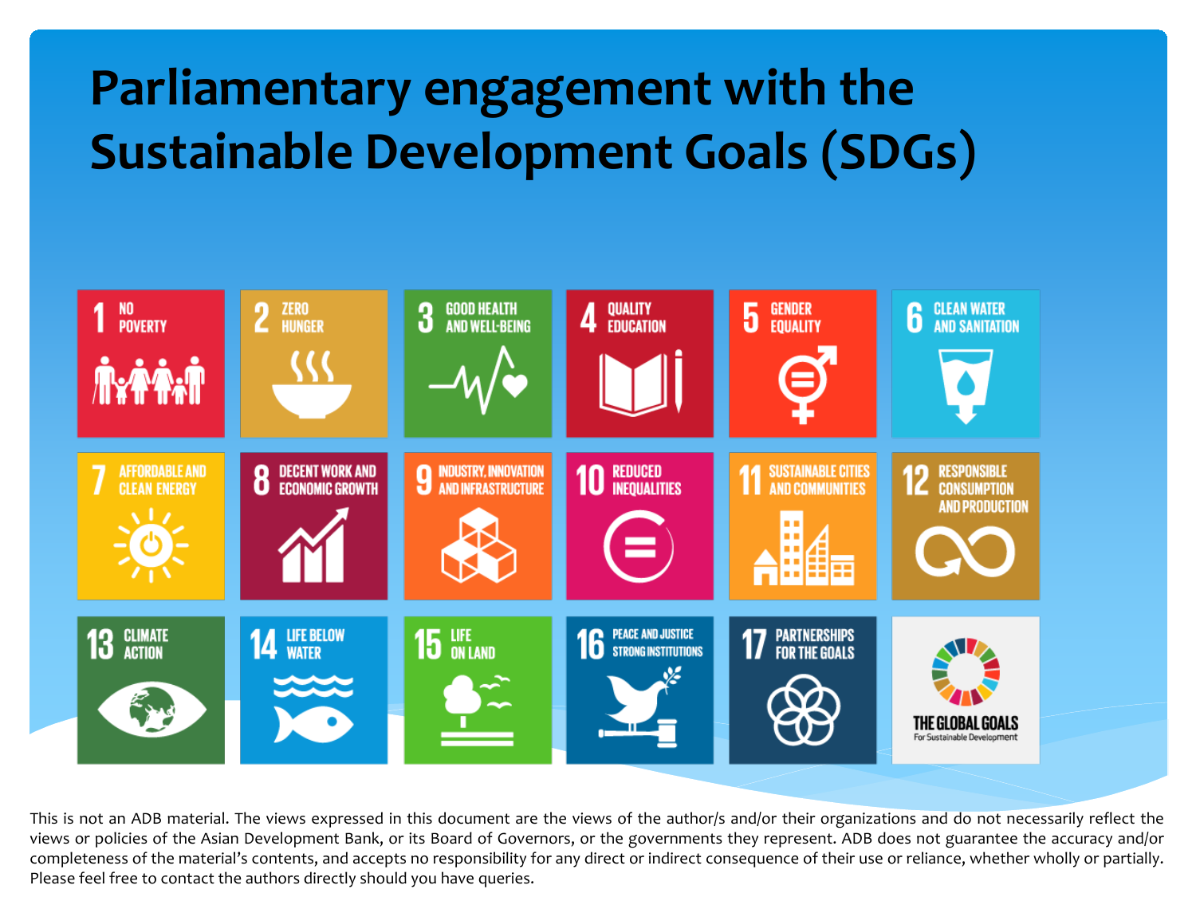# Parliamentary engagement with the Sustainable Development Goals (SDGs)

1 NO POVERTY

2 ZERO HUNGER

3 GOOD HEALTH AND WELL-BEING

4 QUALITY EDUCATION

5 GENDER EQUALITY

6 CLEAN WATER AND SANITATION

7 AFFORDABLE AND CLEAN ENERGY

8 DECENT WORK AND ECONOMIC GROWTH

9 INDUSTRY, INNOVATION AND INFRASTRUCTURE

10 REDUCED INEQUALITIES

11 SUSTAINABLE CITIES AND COMMUNITIES

12 RESPONSIBLE CONSUMPTION AND PRODUCTION

13 CLIMATE ACTION

14 LIFE BELOW WATER

15 LIFE ON LAND

16 PEACE AND JUSTICE STRONG INSTITUTIONS

17 PARTNERSHIPS FOR THE GOALS

THE GLOBAL GOALS For Sustainable Development

This is not an ADB material. The views expressed in this document are the views of the author/s and/or their organizations and do not necessarily reflect the views or policies of the Asian Development Bank, or its Board of Governors, or the governments they represent. ADB does not guarantee the accuracy and/or completeness of the material's contents, and accepts no responsibility for any direct or indirect consequence of their use or reliance, whether wholly or partially. Please feel free to contact the authors directly should you have queries.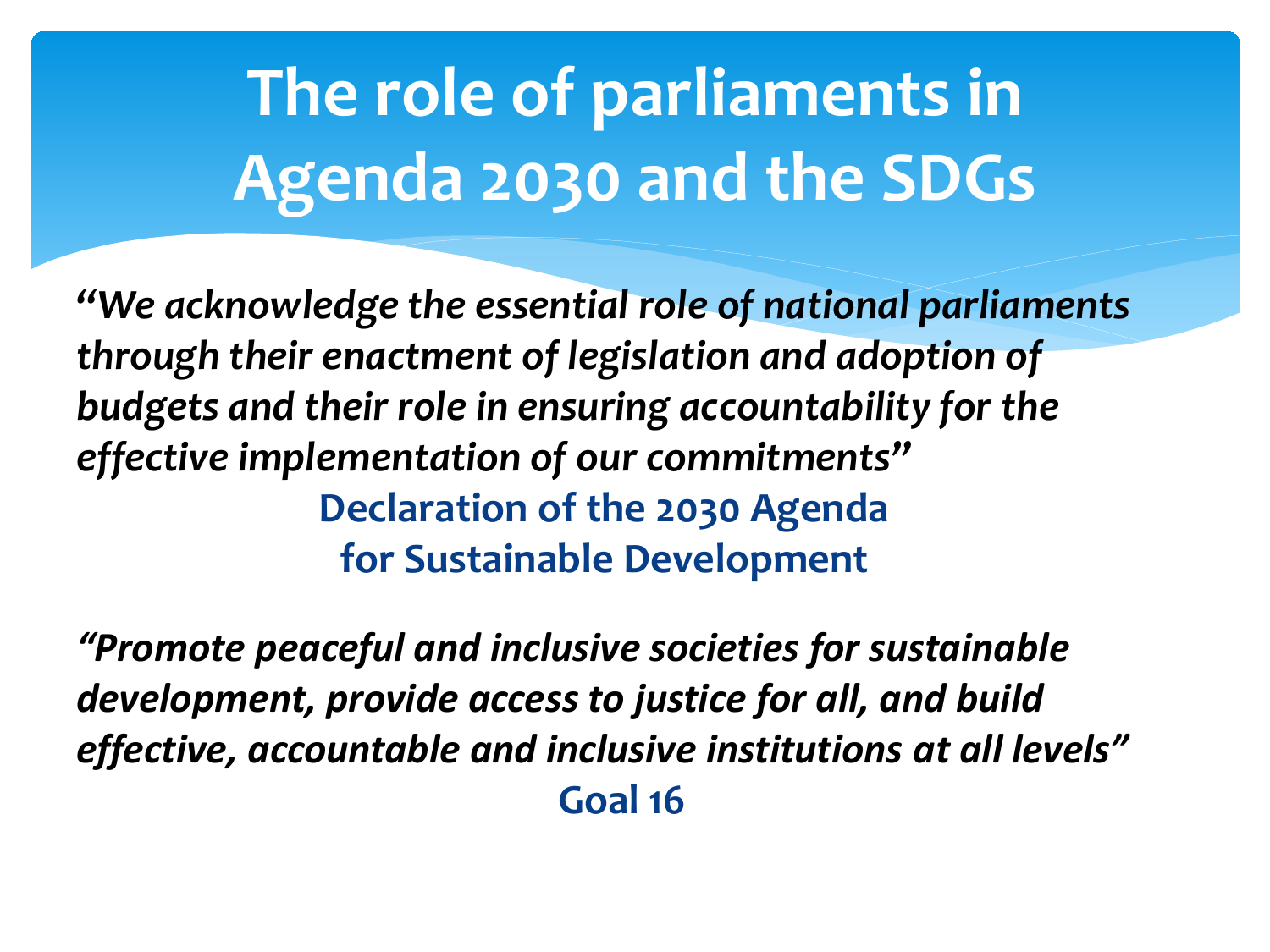# The role of parliaments in Agenda 2030 and the SDGs

***"We acknowledge the essential role of national parliaments through their enactment of legislation and adoption of budgets and their role in ensuring accountability for the effective implementation of our commitments"***

**Declaration of the 2030 Agenda for Sustainable Development**

***"Promote peaceful and inclusive societies for sustainable development, provide access to justice for all, and build effective, accountable and inclusive institutions at all levels"***

**Goal 16**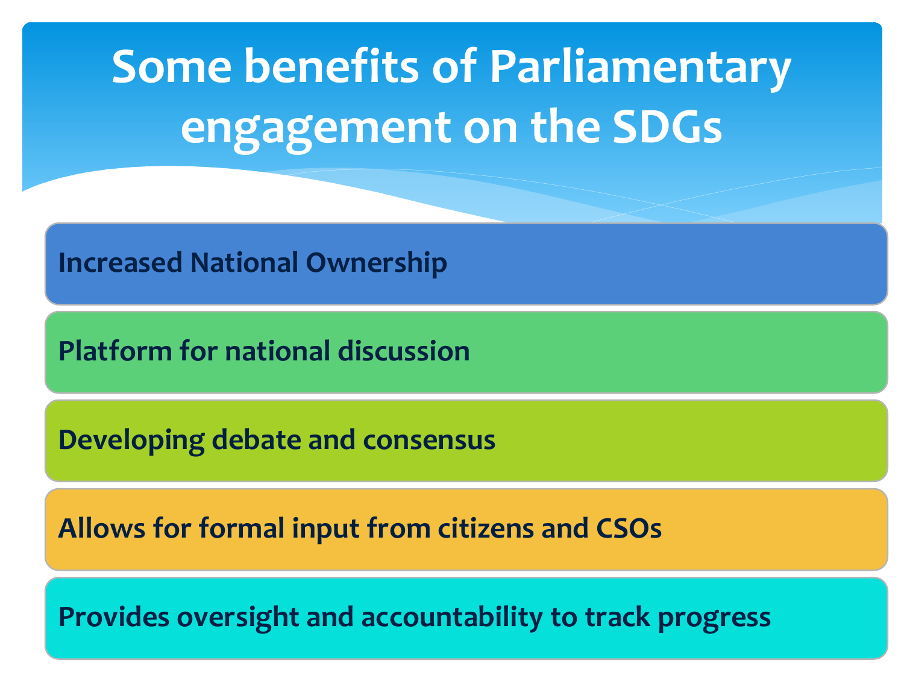# Some benefits of Parliamentary engagement on the SDGs

- Increased National Ownership
- Platform for national discussion
- Developing debate and consensus
- Allows for formal input from citizens and CSOs
- Provides oversight and accountability to track progress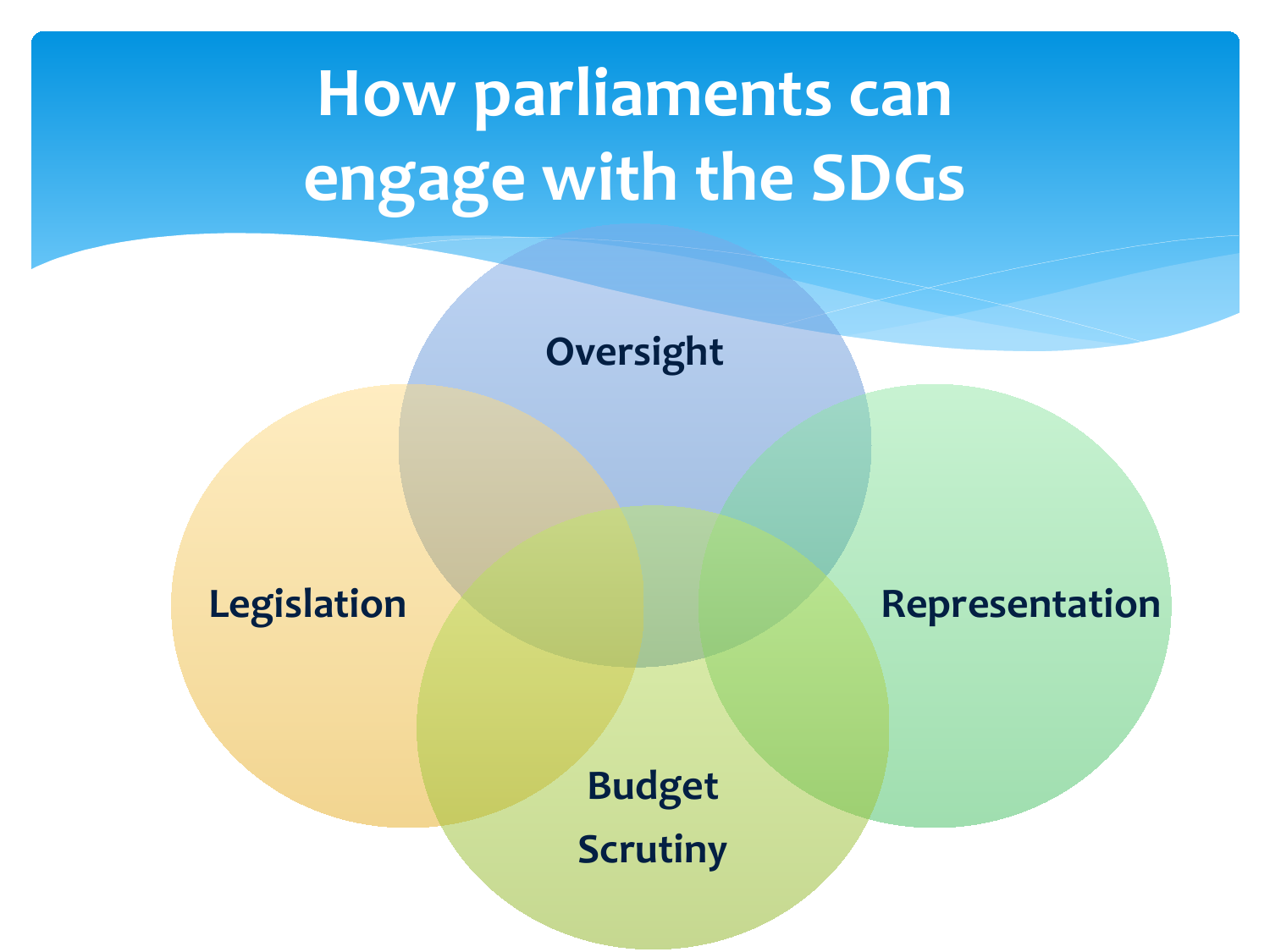# How parliaments can engage with the SDGs

- Oversight
- Legislation
- Representation
- Budget Scrutiny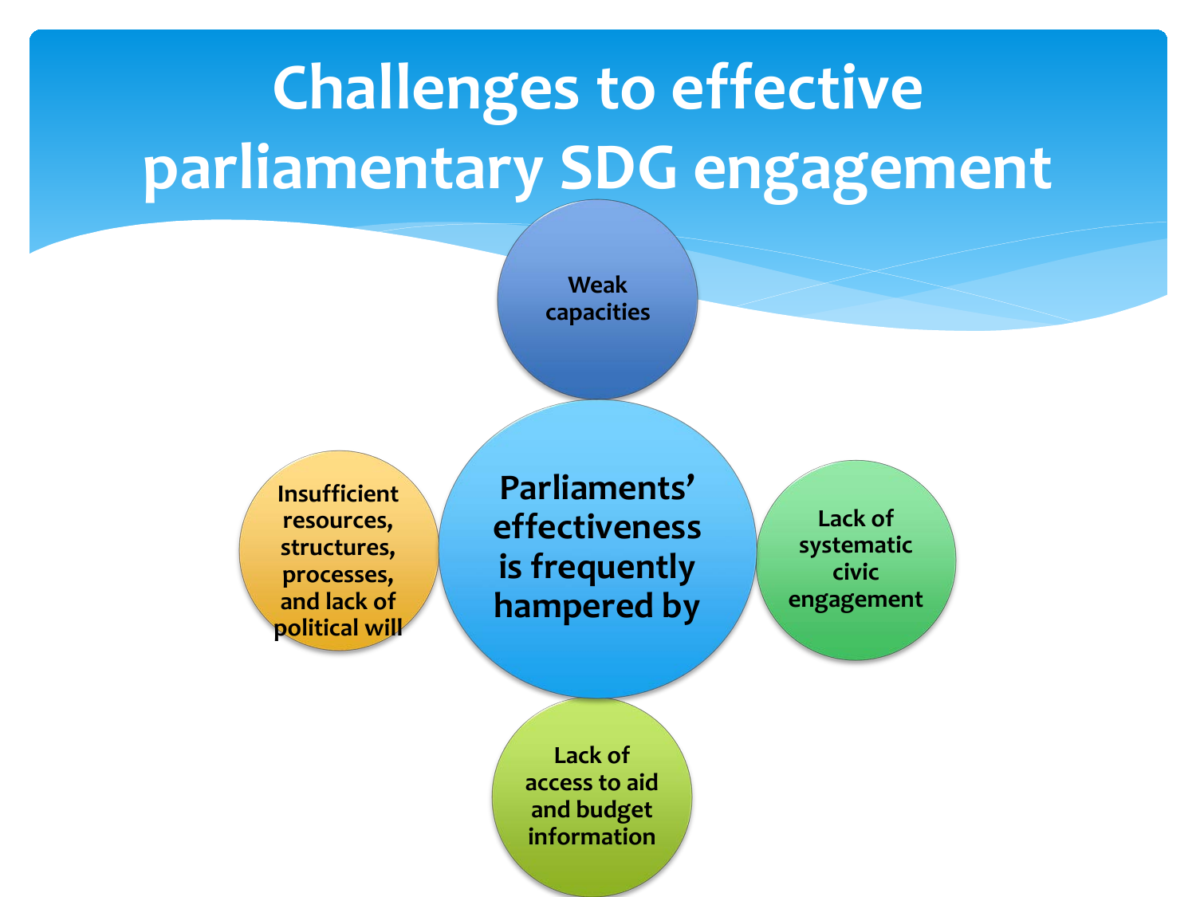# Challenges to effective parliamentary SDG engagement

**Parliaments' effectiveness is frequently hampered by**

- Weak capacities
- Lack of systematic civic engagement
- Lack of access to aid and budget information
- Insufficient resources, structures, processes, and lack of political will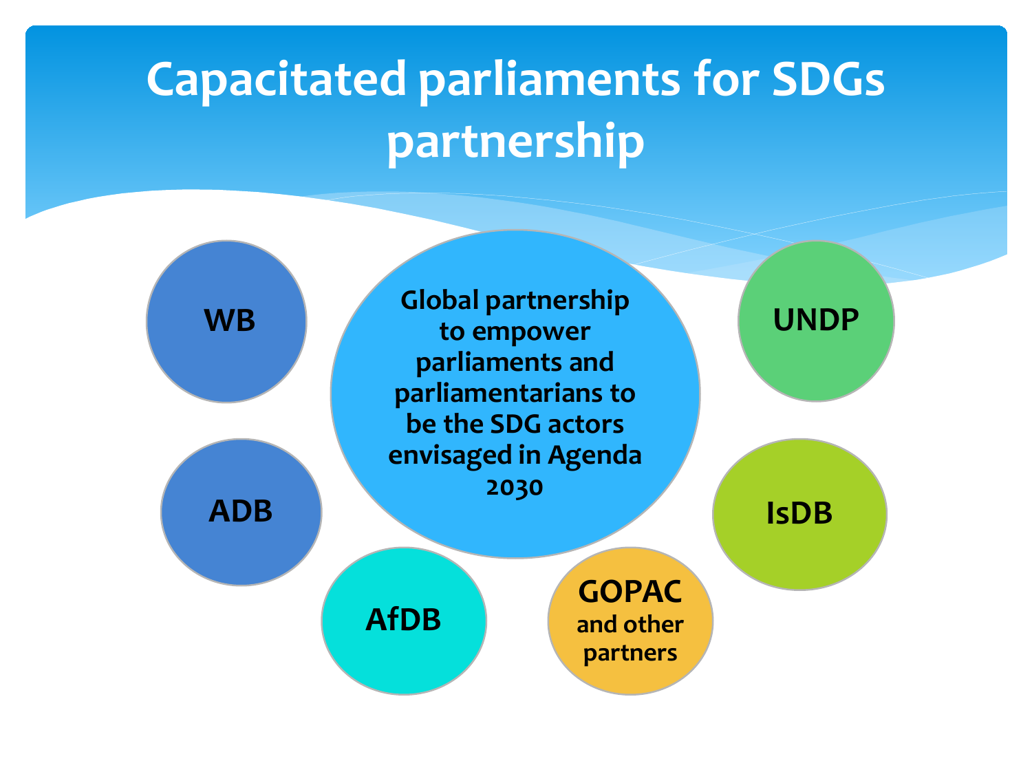# Capacitated parliaments for SDGs partnership

**Global partnership to empower parliaments and parliamentarians to be the SDG actors envisaged in Agenda 2030**

- **WB**
- **ADB**
- **AfDB**
- **GOPAC and other partners**
- **IsDB**
- **UNDP**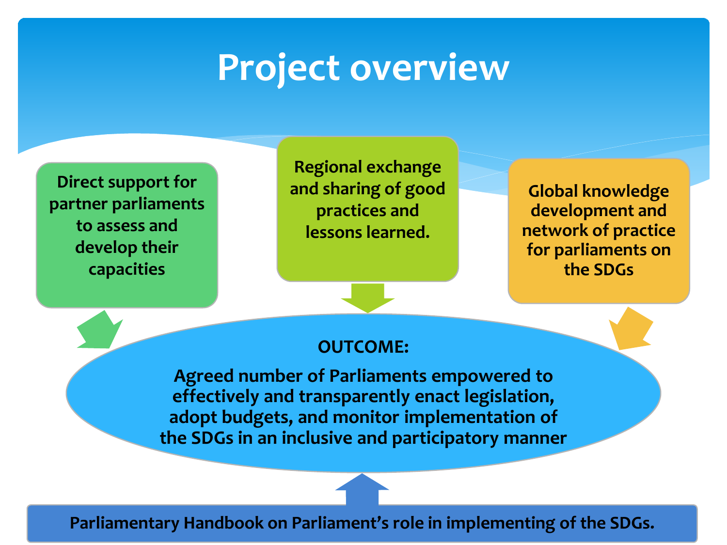# Project overview

**Direct support for partner parliaments to assess and develop their capacities**

**Regional exchange and sharing of good practices and lessons learned.**

**Global knowledge development and network of practice for parliaments on the SDGs**

**OUTCOME:**

**Agreed number of Parliaments empowered to effectively and transparently enact legislation, adopt budgets, and monitor implementation of the SDGs in an inclusive and participatory manner**

**Parliamentary Handbook on Parliament's role in implementing of the SDGs.**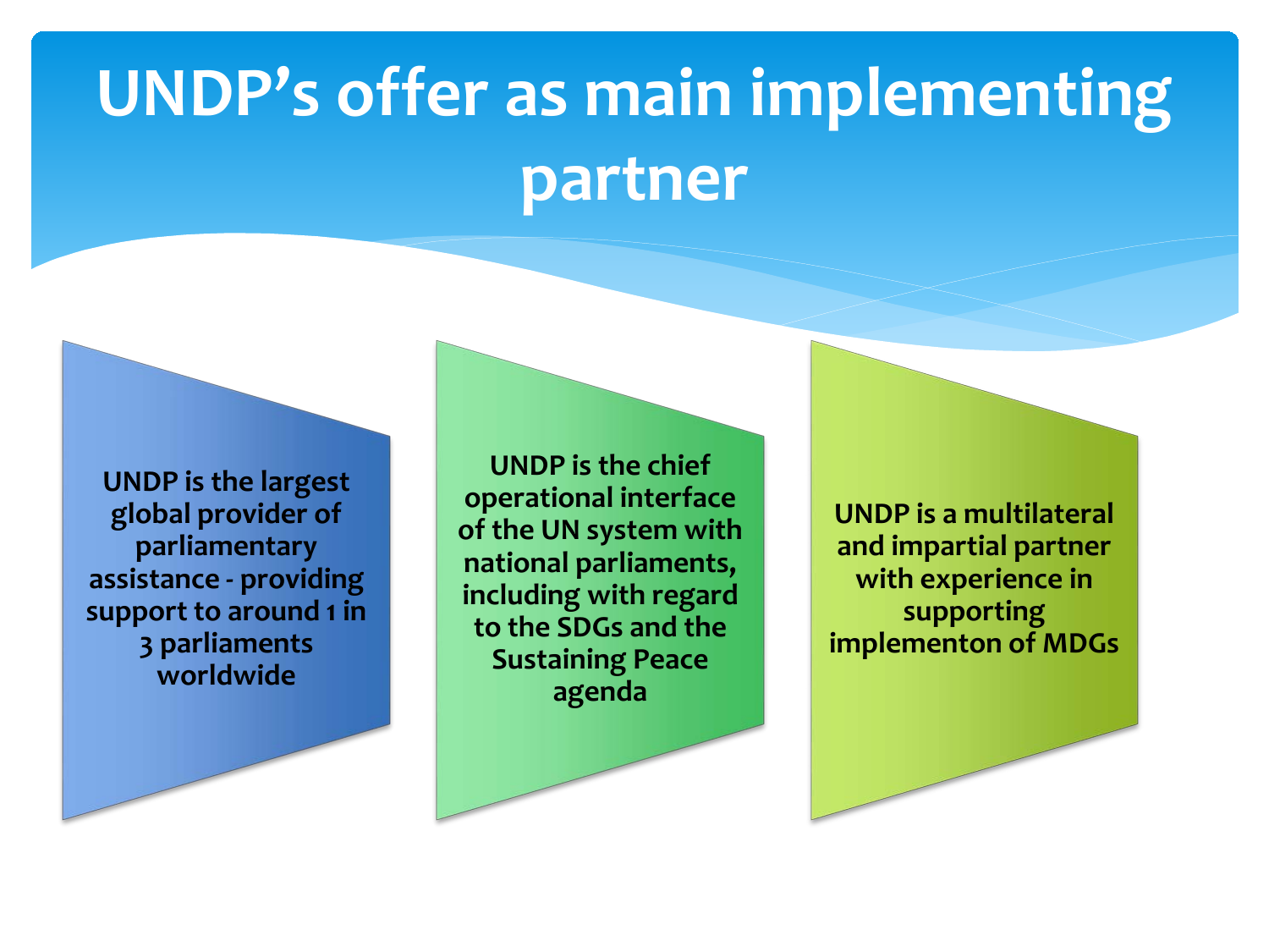# UNDP's offer as main implementing partner

- UNDP is the largest global provider of parliamentary assistance - providing support to around 1 in 3 parliaments worldwide

- UNDP is the chief operational interface of the UN system with national parliaments, including with regard to the SDGs and the Sustaining Peace agenda

- UNDP is a multilateral and impartial partner with experience in supporting implementon of MDGs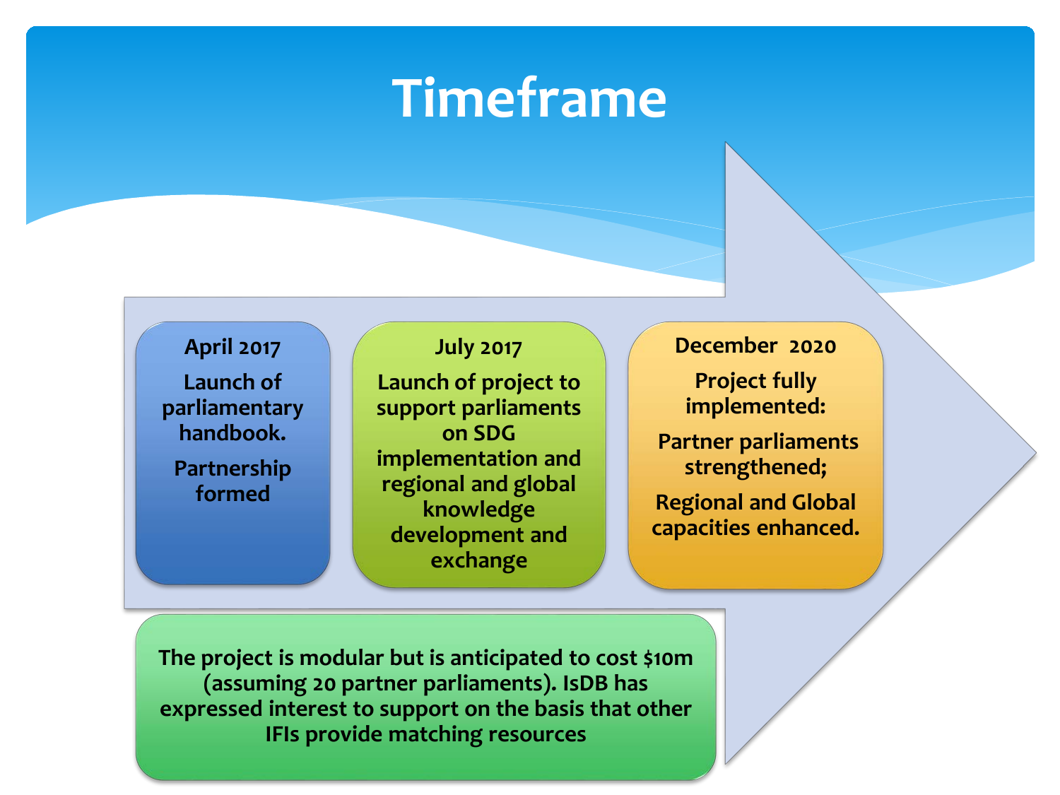# Timeframe

**April 2017**

**Launch of parliamentary handbook.**

**Partnership formed**

**July 2017**

**Launch of project to support parliaments on SDG implementation and regional and global knowledge development and exchange**

**December 2020**

**Project fully implemented:**

**Partner parliaments strengthened;**

**Regional and Global capacities enhanced.**

**The project is modular but is anticipated to cost $10m (assuming 20 partner parliaments). IsDB has expressed interest to support on the basis that other IFIs provide matching resources**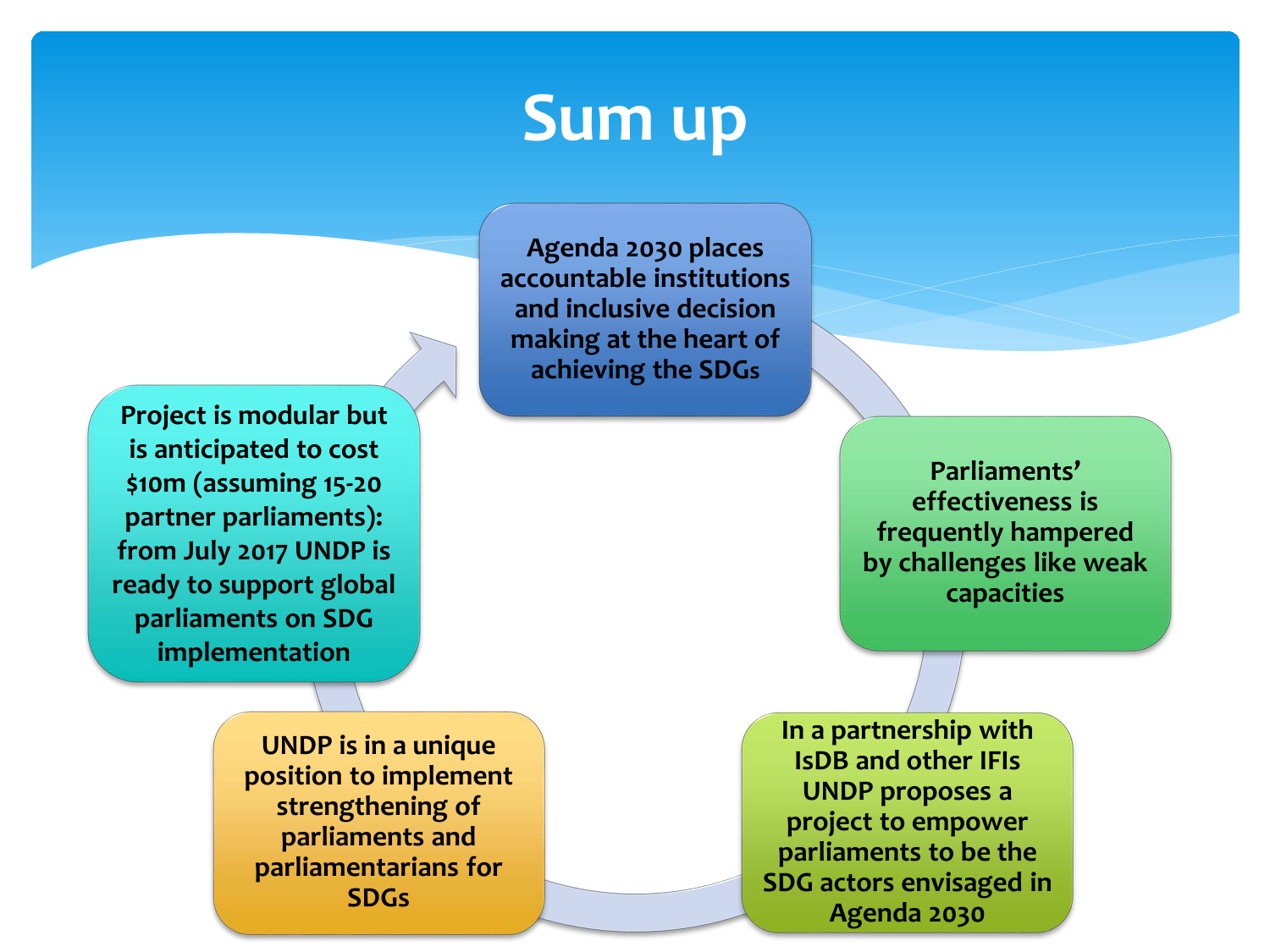# Sum up

Agenda 2030 places accountable institutions and inclusive decision making at the heart of achieving the SDGs

Parliaments' effectiveness is frequently hampered by challenges like weak capacities

In a partnership with IsDB and other IFIs UNDP proposes a project to empower parliaments to be the SDG actors envisaged in Agenda 2030

UNDP is in a unique position to implement strengthening of parliaments and parliamentarians for SDGs

Project is modular but is anticipated to cost $10m (assuming 15-20 partner parliaments): from July 2017 UNDP is ready to support global parliaments on SDG implementation